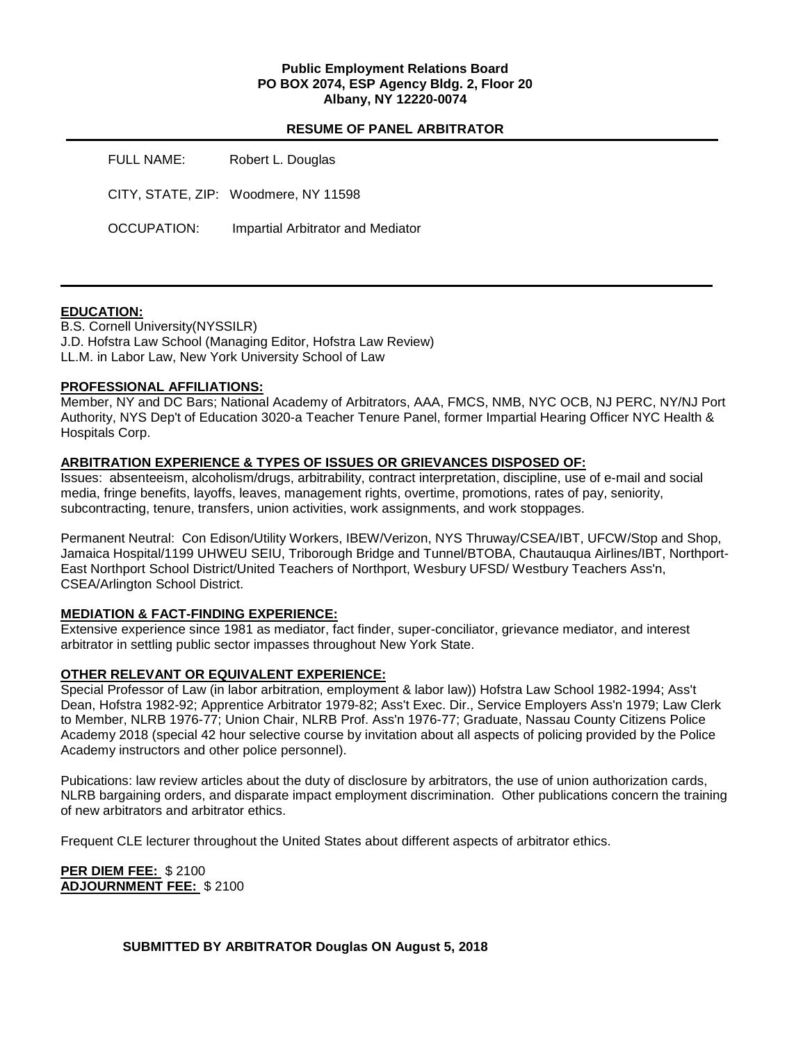**Public Employment Relations Board**
**PO BOX 2074, ESP Agency Bldg. 2, Floor 20**
**Albany, NY 12220-0074**

## RESUME OF PANEL ARBITRATOR

FULL NAME: Robert L. Douglas

CITY, STATE, ZIP: Woodmere, NY 11598

OCCUPATION: Impartial Arbitrator and Mediator

---

### EDUCATION:

B.S. Cornell University(NYSSILR)
J.D. Hofstra Law School (Managing Editor, Hofstra Law Review)
LL.M. in Labor Law, New York University School of Law

### PROFESSIONAL AFFILIATIONS:

Member, NY and DC Bars; National Academy of Arbitrators, AAA, FMCS, NMB, NYC OCB, NJ PERC, NY/NJ Port Authority, NYS Dep't of Education 3020-a Teacher Tenure Panel, former Impartial Hearing Officer NYC Health & Hospitals Corp.

### ARBITRATION EXPERIENCE & TYPES OF ISSUES OR GRIEVANCES DISPOSED OF:

Issues: absenteeism, alcoholism/drugs, arbitrability, contract interpretation, discipline, use of e-mail and social media, fringe benefits, layoffs, leaves, management rights, overtime, promotions, rates of pay, seniority, subcontracting, tenure, transfers, union activities, work assignments, and work stoppages.

Permanent Neutral: Con Edison/Utility Workers, IBEW/Verizon, NYS Thruway/CSEA/IBT, UFCW/Stop and Shop, Jamaica Hospital/1199 UHWEU SEIU, Triborough Bridge and Tunnel/BTOBA, Chautauqua Airlines/IBT, Northport-East Northport School District/United Teachers of Northport, Wesbury UFSD/ Westbury Teachers Ass'n, CSEA/Arlington School District.

### MEDIATION & FACT-FINDING EXPERIENCE:

Extensive experience since 1981 as mediator, fact finder, super-conciliator, grievance mediator, and interest arbitrator in settling public sector impasses throughout New York State.

### OTHER RELEVANT OR EQUIVALENT EXPERIENCE:

Special Professor of Law (in labor arbitration, employment & labor law)) Hofstra Law School 1982-1994; Ass't Dean, Hofstra 1982-92; Apprentice Arbitrator 1979-82; Ass't Exec. Dir., Service Employers Ass'n 1979; Law Clerk to Member, NLRB 1976-77; Union Chair, NLRB Prof. Ass'n 1976-77; Graduate, Nassau County Citizens Police Academy 2018 (special 42 hour selective course by invitation about all aspects of policing provided by the Police Academy instructors and other police personnel).

Pubications: law review articles about the duty of disclosure by arbitrators, the use of union authorization cards, NLRB bargaining orders, and disparate impact employment discrimination. Other publications concern the training of new arbitrators and arbitrator ethics.

Frequent CLE lecturer throughout the United States about different aspects of arbitrator ethics.

**PER DIEM FEE:** $ 2100
**ADJOURNMENT FEE:** $ 2100

**SUBMITTED BY ARBITRATOR Douglas ON August 5, 2018**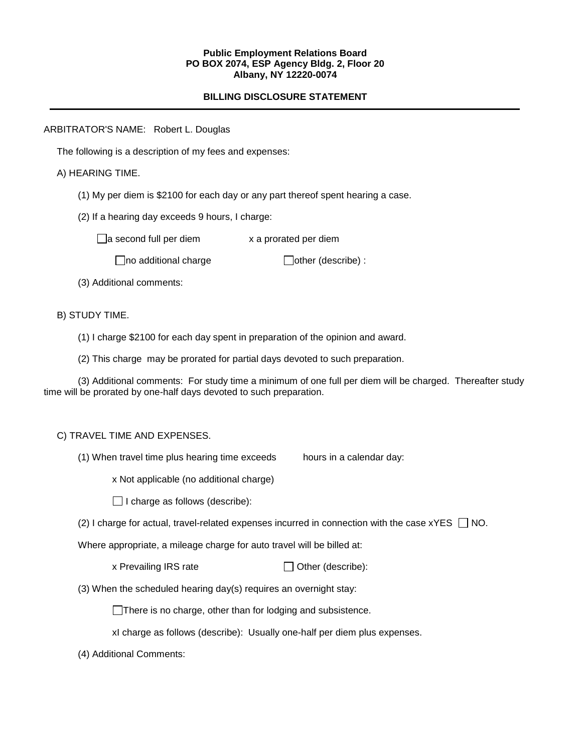**Public Employment Relations Board**
**PO BOX 2074, ESP Agency Bldg. 2, Floor 20**
**Albany, NY 12220-0074**

**BILLING DISCLOSURE STATEMENT**

---

ARBITRATOR'S NAME: Robert L. Douglas

The following is a description of my fees and expenses:

A) HEARING TIME.

(1) My per diem is $2100 for each day or any part thereof spent hearing a case.

(2) If a hearing day exceeds 9 hours, I charge:

☐ a second full per diem     x a prorated per diem

☐ no additional charge     ☐ other (describe) :

(3) Additional comments:

B) STUDY TIME.

(1) I charge $2100 for each day spent in preparation of the opinion and award.

(2) This charge may be prorated for partial days devoted to such preparation.

(3) Additional comments: For study time a minimum of one full per diem will be charged. Thereafter study time will be prorated by one-half days devoted to such preparation.

C) TRAVEL TIME AND EXPENSES.

(1) When travel time plus hearing time exceeds      hours in a calendar day:

x Not applicable (no additional charge)

☐ I charge as follows (describe):

(2) I charge for actual, travel-related expenses incurred in connection with the case xYES ☐ NO.

Where appropriate, a mileage charge for auto travel will be billed at:

x Prevailing IRS rate     ☐ Other (describe):

(3) When the scheduled hearing day(s) requires an overnight stay:

☐ There is no charge, other than for lodging and subsistence.

xI charge as follows (describe): Usually one-half per diem plus expenses.

(4) Additional Comments: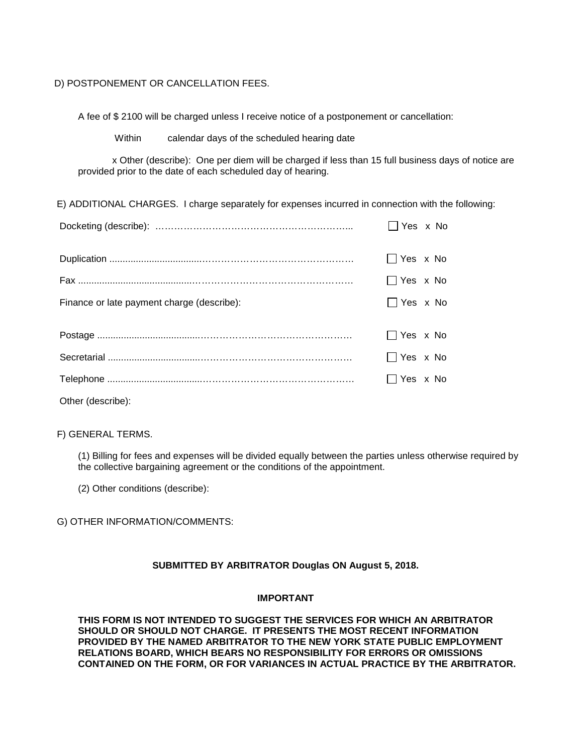D) POSTPONEMENT OR CANCELLATION FEES.

A fee of $ 2100 will be charged unless I receive notice of a postponement or cancellation:

Within calendar days of the scheduled hearing date

x Other (describe): One per diem will be charged if less than 15 full business days of notice are provided prior to the date of each scheduled day of hearing.

E) ADDITIONAL CHARGES. I charge separately for expenses incurred in connection with the following:

| | |
|---|---|
| Docketing (describe): | ☐ Yes x No |
| Duplication | ☐ Yes x No |
| Fax | ☐ Yes x No |
| Finance or late payment charge (describe): | ☐ Yes x No |
| Postage | ☐ Yes x No |
| Secretarial | ☐ Yes x No |
| Telephone | ☐ Yes x No |

Other (describe):

F) GENERAL TERMS.

(1) Billing for fees and expenses will be divided equally between the parties unless otherwise required by the collective bargaining agreement or the conditions of the appointment.

(2) Other conditions (describe):

G) OTHER INFORMATION/COMMENTS:

**SUBMITTED BY ARBITRATOR Douglas ON August 5, 2018.**

**IMPORTANT**

**THIS FORM IS NOT INTENDED TO SUGGEST THE SERVICES FOR WHICH AN ARBITRATOR SHOULD OR SHOULD NOT CHARGE. IT PRESENTS THE MOST RECENT INFORMATION PROVIDED BY THE NAMED ARBITRATOR TO THE NEW YORK STATE PUBLIC EMPLOYMENT RELATIONS BOARD, WHICH BEARS NO RESPONSIBILITY FOR ERRORS OR OMISSIONS CONTAINED ON THE FORM, OR FOR VARIANCES IN ACTUAL PRACTICE BY THE ARBITRATOR.**